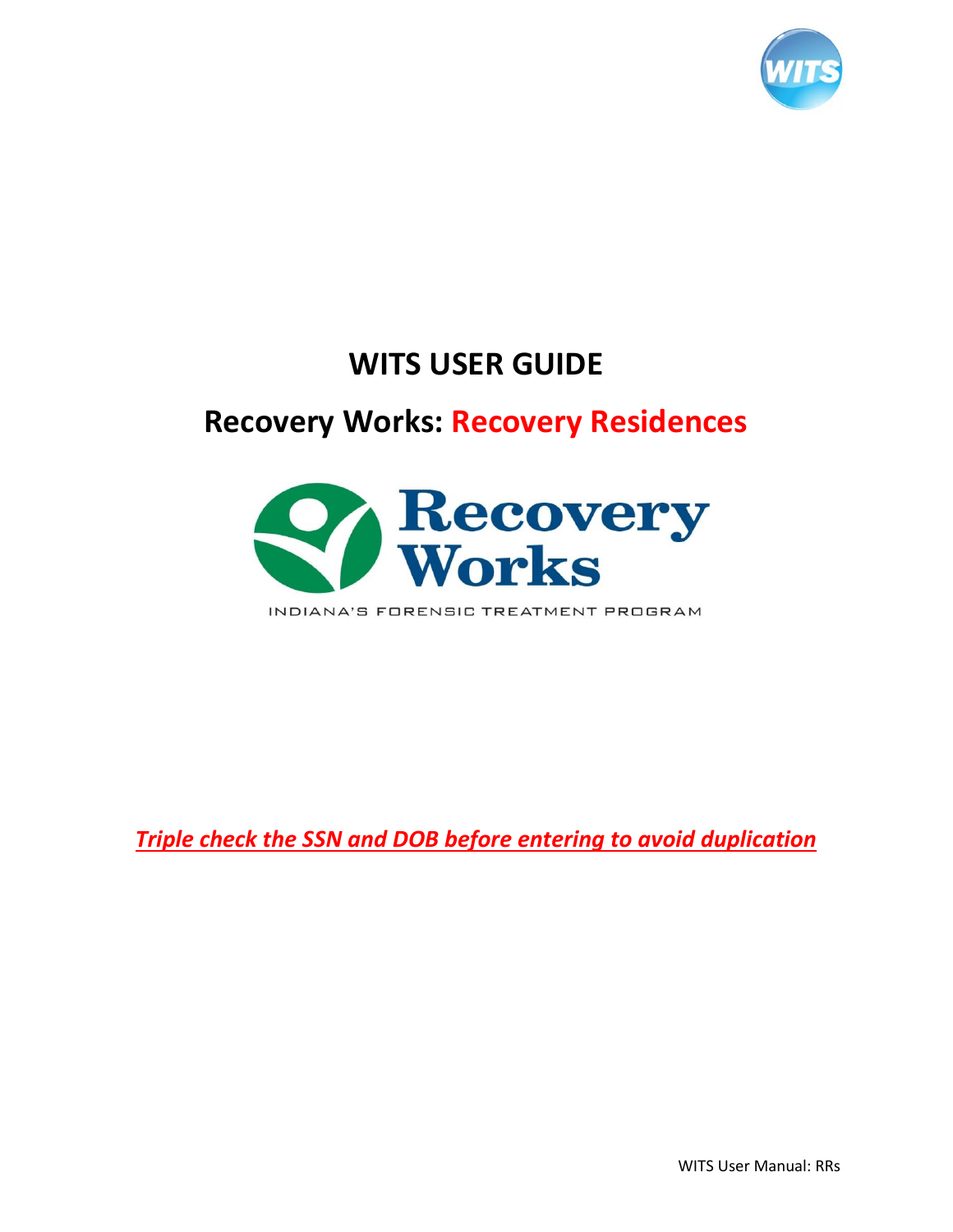# WITS USER GUIDE

## Recovery Works: Recovery Residences

***Triple check the SSN and DOB before entering to avoid duplication***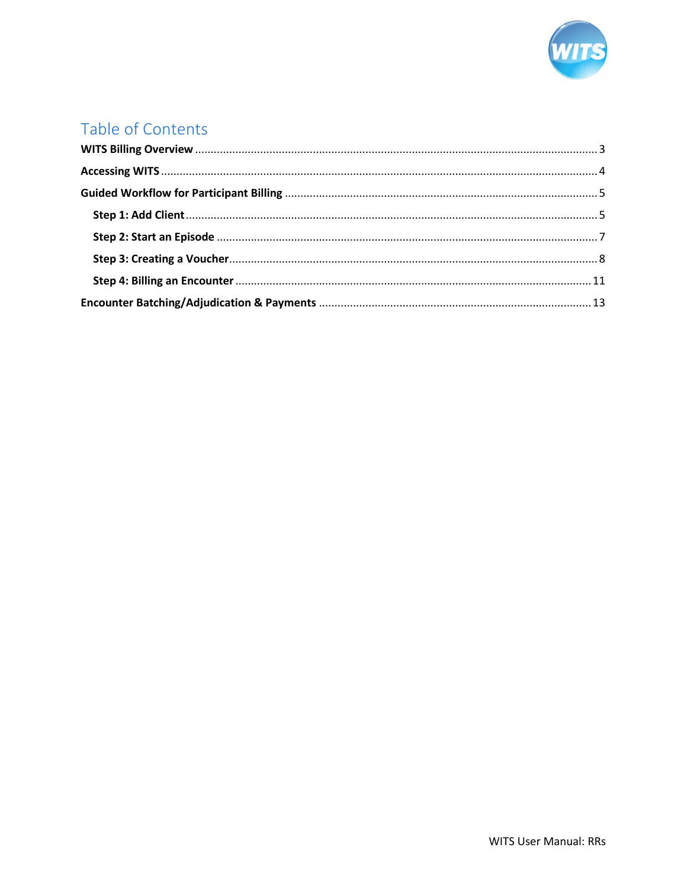# Table of Contents

**WITS Billing Overview** ........................................ 3

**Accessing WITS** ........................................ 4

**Guided Workflow for Participant Billing** ........................................ 5

- **Step 1: Add Client** ........................................ 5
- **Step 2: Start an Episode** ........................................ 7
- **Step 3: Creating a Voucher** ........................................ 8
- **Step 4: Billing an Encounter** ........................................ 11

**Encounter Batching/Adjudication & Payments** ........................................ 13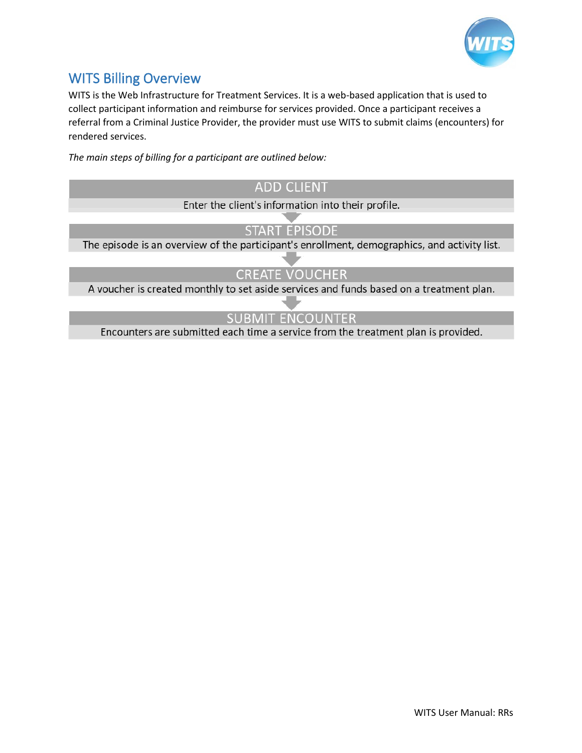## WITS Billing Overview

WITS is the Web Infrastructure for Treatment Services. It is a web-based application that is used to collect participant information and reimburse for services provided. Once a participant receives a referral from a Criminal Justice Provider, the provider must use WITS to submit claims (encounters) for rendered services.

*The main steps of billing for a participant are outlined below:*

**ADD CLIENT**

Enter the client's information into their profile.

**START EPISODE**

The episode is an overview of the participant's enrollment, demographics, and activity list.

**CREATE VOUCHER**

A voucher is created monthly to set aside services and funds based on a treatment plan.

**SUBMIT ENCOUNTER**

Encounters are submitted each time a service from the treatment plan is provided.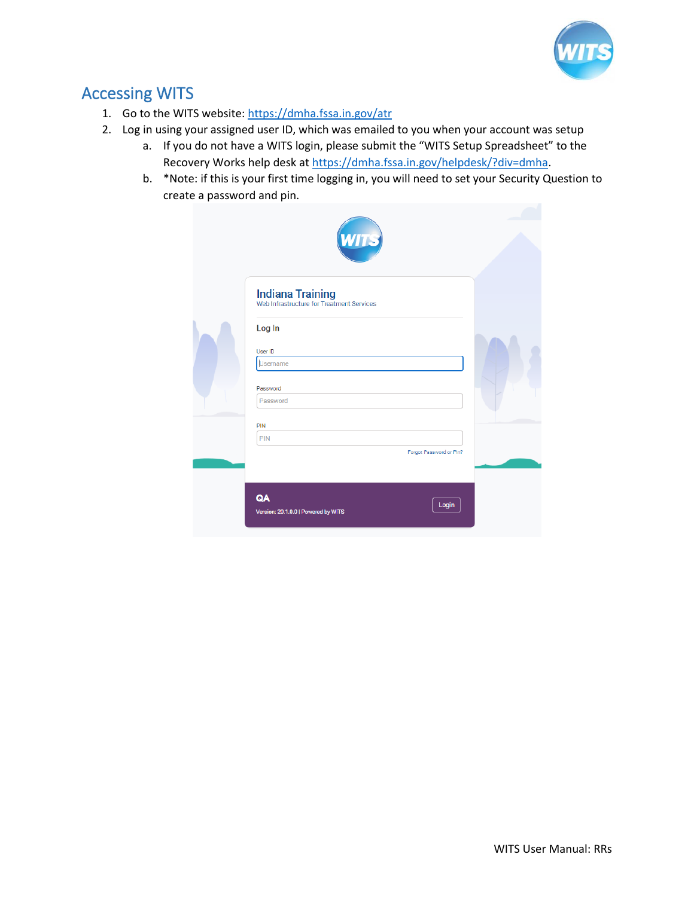## Accessing WITS

1. Go to the WITS website: [https://dmha.fssa.in.gov/atr](https://dmha.fssa.in.gov/atr)
2. Log in using your assigned user ID, which was emailed to you when your account was setup
   a. If you do not have a WITS login, please submit the "WITS Setup Spreadsheet" to the Recovery Works help desk at [https://dmha.fssa.in.gov/helpdesk/?div=dmha](https://dmha.fssa.in.gov/helpdesk/?div=dmha).
   b. *Note: if this is your first time logging in, you will need to set your Security Question to create a password and pin.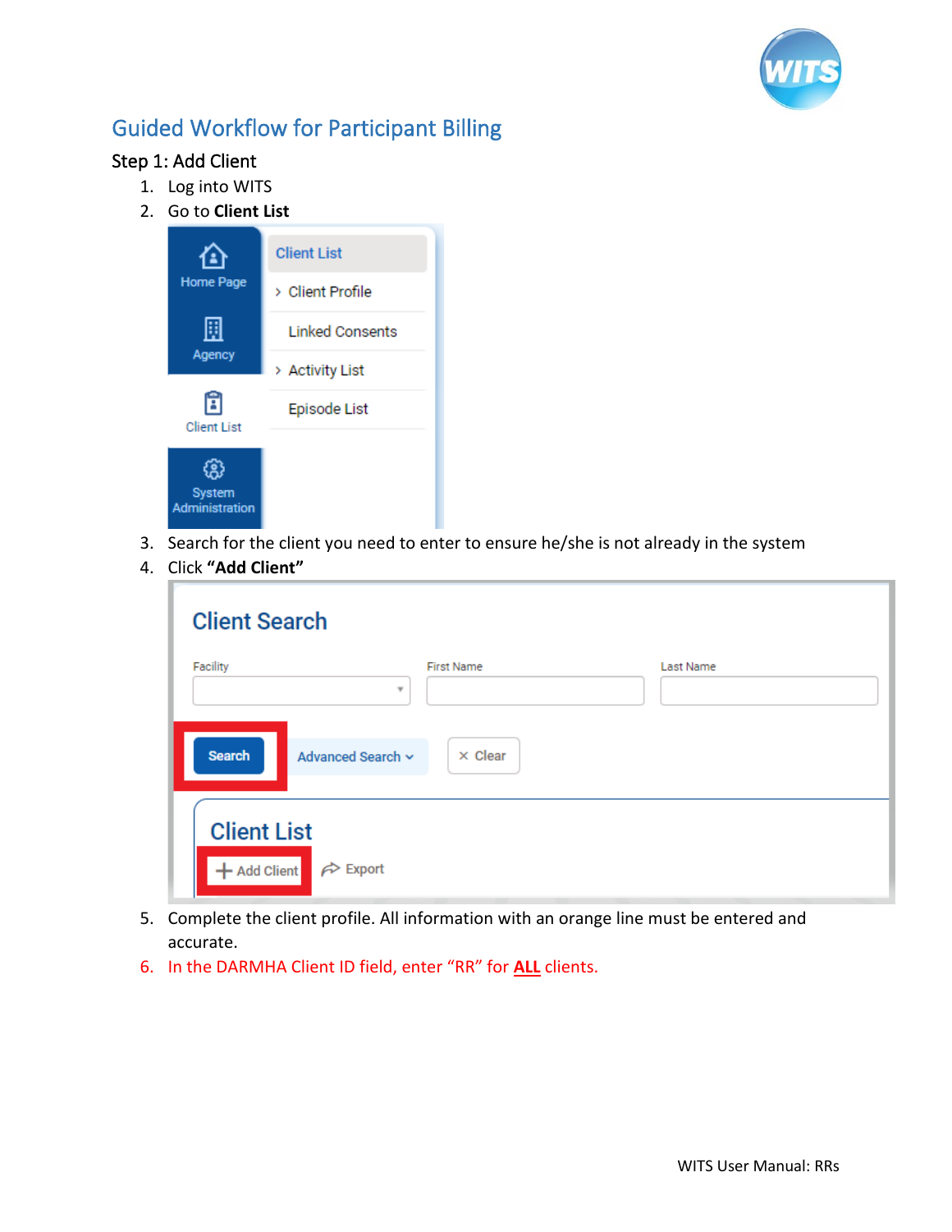## Guided Workflow for Participant Billing

### Step 1: Add Client

1. Log into WITS
2. Go to **Client List**
3. Search for the client you need to enter to ensure he/she is not already in the system
4. Click **"Add Client"**
5. Complete the client profile. All information with an orange line must be entered and accurate.
6. In the DARMHA Client ID field, enter "RR" for **ALL** clients.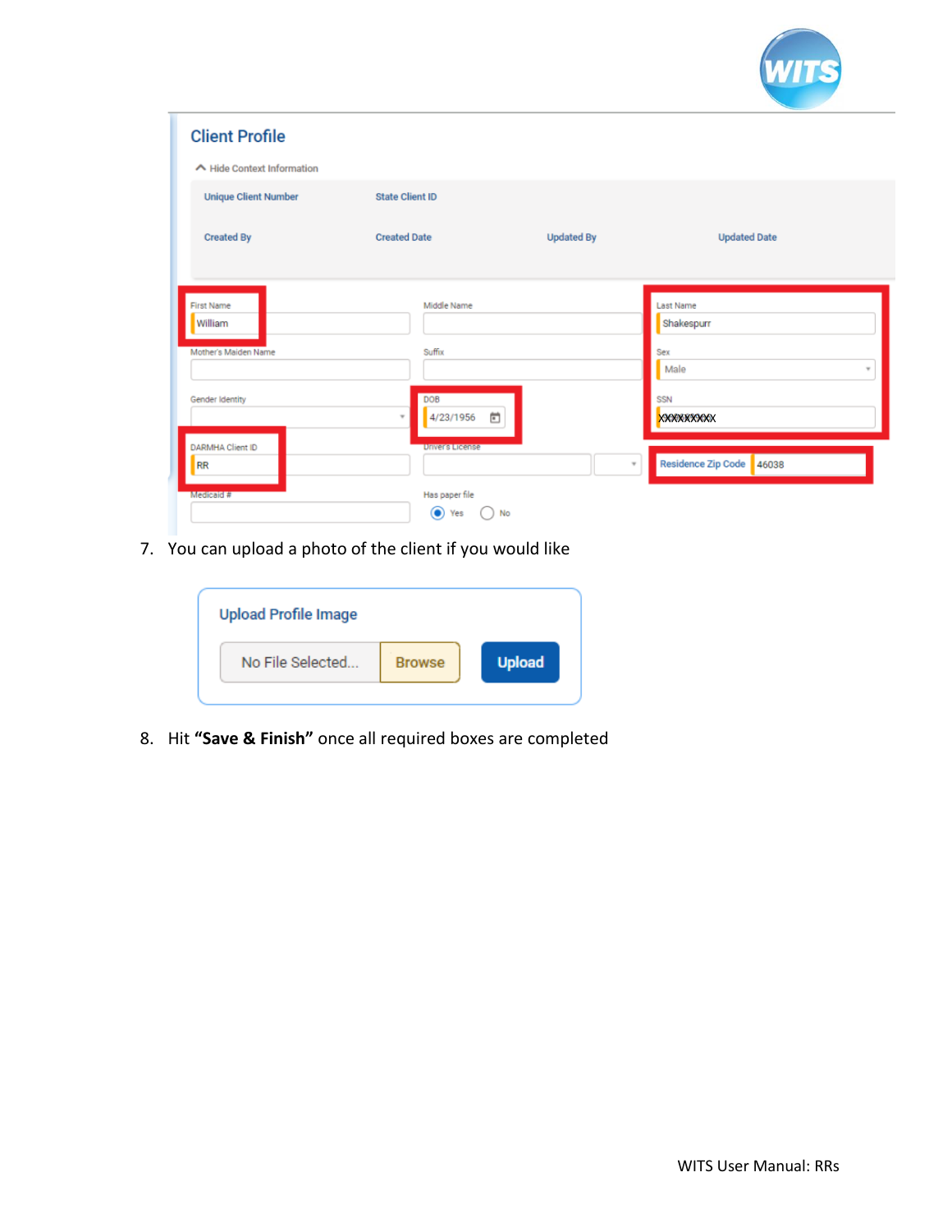7. You can upload a photo of the client if you would like

8. Hit **"Save & Finish"** once all required boxes are completed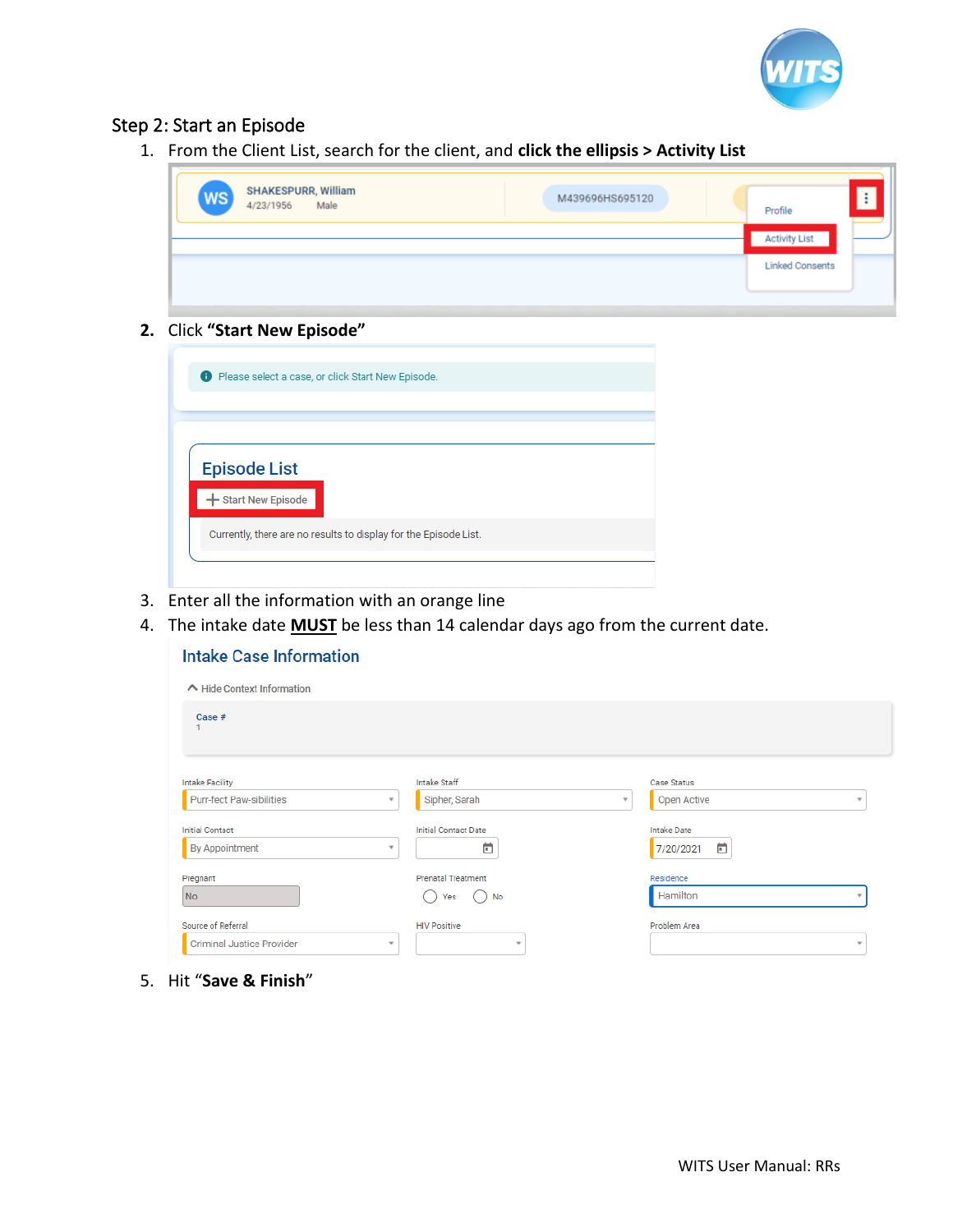## Step 2: Start an Episode

1. From the Client List, search for the client, and **click the ellipsis > Activity List**
2. Click **"Start New Episode"**
3. Enter all the information with an orange line
4. The intake date **MUST** be less than 14 calendar days ago from the current date.
5. Hit "**Save & Finish**"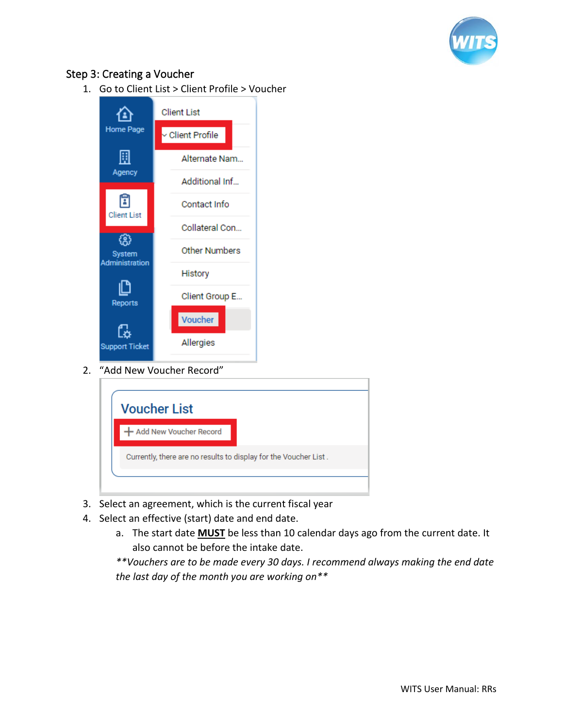## Step 3: Creating a Voucher

1. Go to Client List > Client Profile > Voucher
2. "Add New Voucher Record"
3. Select an agreement, which is the current fiscal year
4. Select an effective (start) date and end date.
   a. The start date **MUST** be less than 10 calendar days ago from the current date. It also cannot be before the intake date.

   *\*\*Vouchers are to be made every 30 days. I recommend always making the end date the last day of the month you are working on\*\**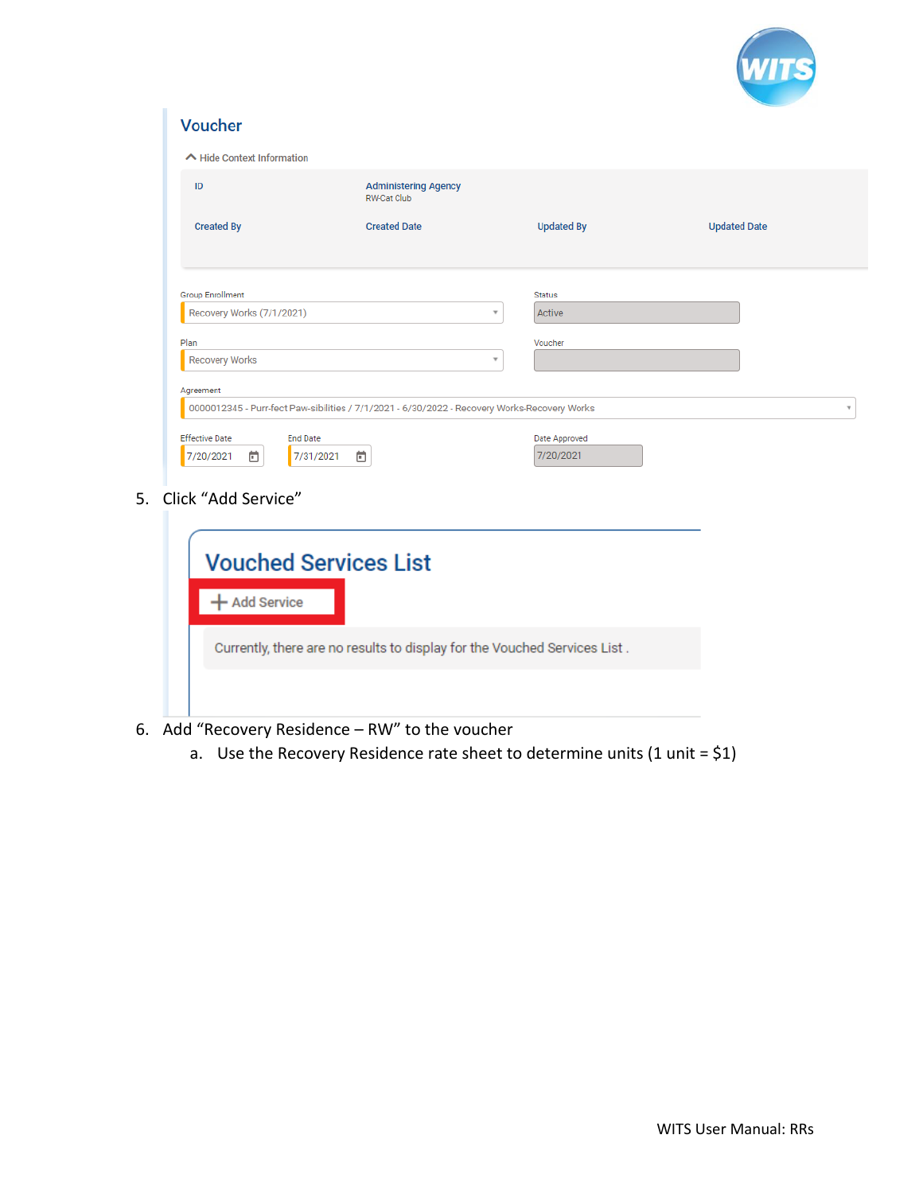Voucher

Hide Context Information

ID | Administering Agency RW-Cat Club

Created By | Created Date | Updated By | Updated Date

Group Enrollment: Recovery Works (7/1/2021)

Status: Active

Plan: Recovery Works

Voucher:

Agreement: 0000012345 - Purr-fect Paw-sibilities / 7/1/2021 - 6/30/2022 - Recovery Works-Recovery Works

Effective Date: 7/20/2021

End Date: 7/31/2021

Date Approved: 7/20/2021

5. Click “Add Service”

Vouched Services List

+ Add Service

Currently, there are no results to display for the Vouched Services List .

6. Add “Recovery Residence – RW” to the voucher
   a. Use the Recovery Residence rate sheet to determine units (1 unit = $1)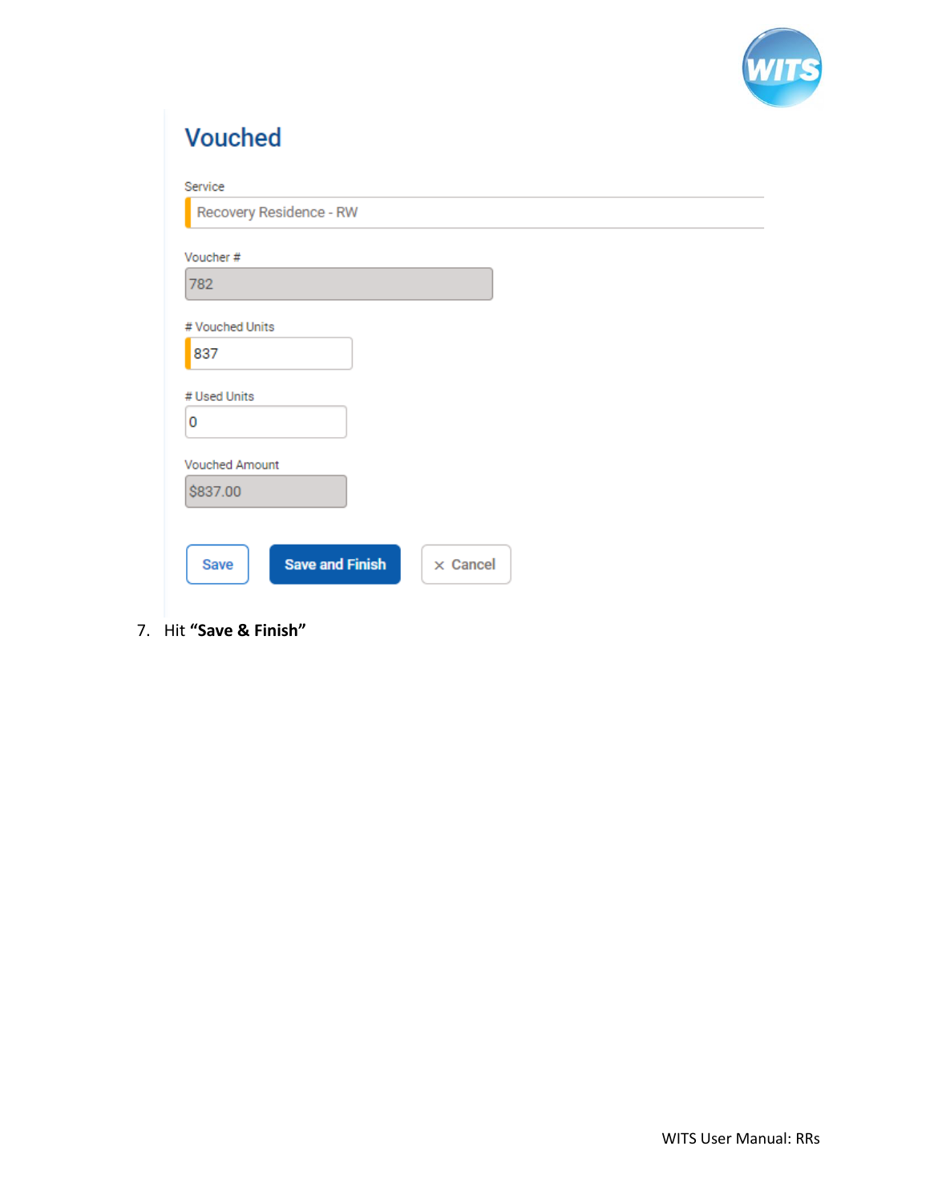## Vouched

Service

Recovery Residence - RW

Voucher #

782

# Vouched Units

837

# Used Units

0

Vouched Amount

$837.00

Save | Save and Finish | × Cancel

7. Hit **"Save & Finish"**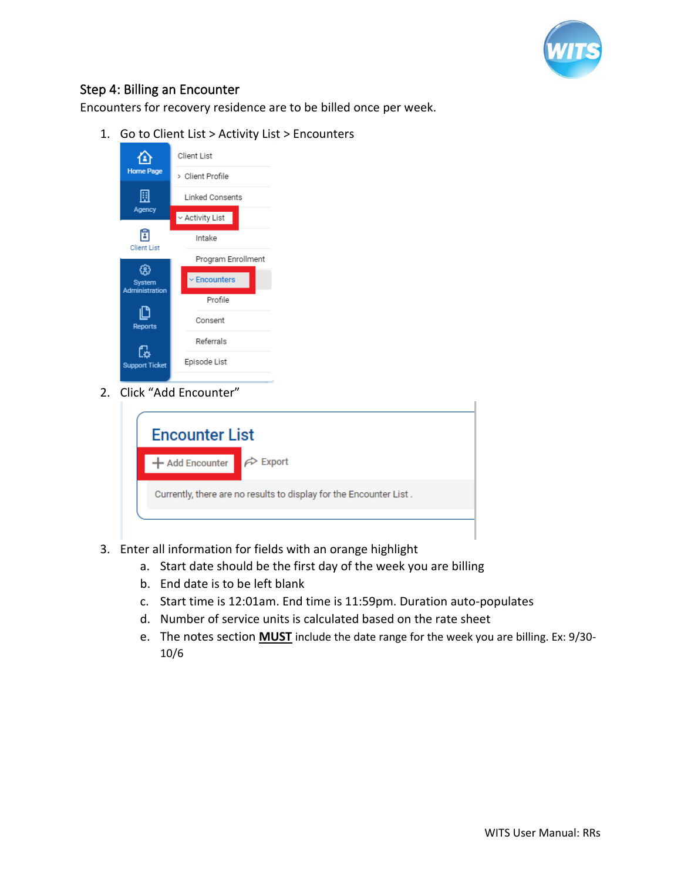## Step 4: Billing an Encounter

Encounters for recovery residence are to be billed once per week.

1. Go to Client List > Activity List > Encounters
2. Click "Add Encounter"
3. Enter all information for fields with an orange highlight
   a. Start date should be the first day of the week you are billing
   b. End date is to be left blank
   c. Start time is 12:01am. End time is 11:59pm. Duration auto-populates
   d. Number of service units is calculated based on the rate sheet
   e. The notes section **MUST** include the date range for the week you are billing. Ex: 9/30-10/6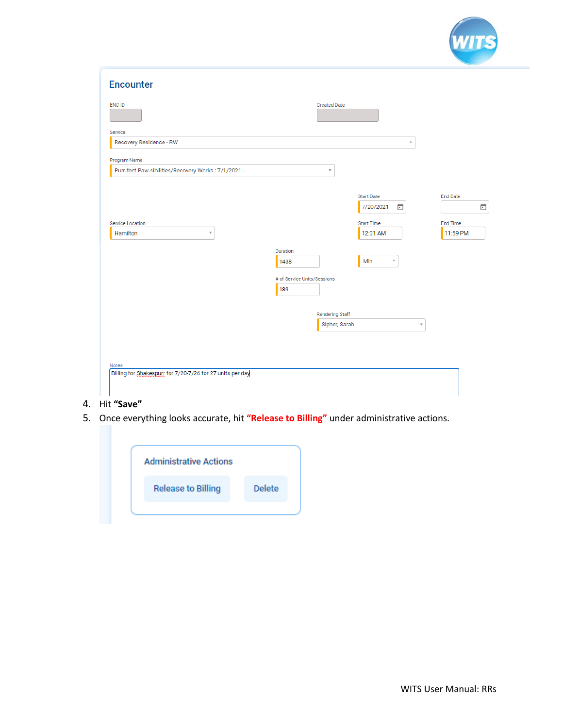## Encounter

| Field | Value |
|---|---|
| ENC ID | |
| Created Date | |
| Service | Recovery Residence - RW |
| Program Name | Purr-fect Paw-sibilities/Recovery Works : 7/1/2021 - |
| Start Date | 7/20/2021 |
| End Date | |
| Service Location | Hamilton |
| Start Time | 12:01 AM |
| End Time | 11:59 PM |
| Duration | 1438 Min |
| # of Service Units/Sessions | 189 |
| Rendering Staff | Sipher, Sarah |
| Notes | Billing for Shakespurr for 7/20-7/26 for 27 units per day |

4. Hit **“Save”**
5. Once everything looks accurate, hit **“Release to Billing”** under administrative actions.

**Administrative Actions**

Release to Billing | Delete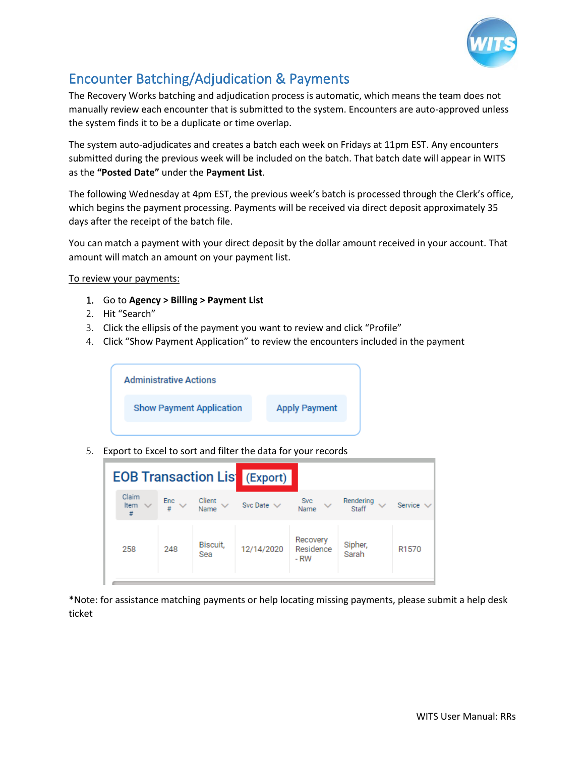## Encounter Batching/Adjudication & Payments

The Recovery Works batching and adjudication process is automatic, which means the team does not manually review each encounter that is submitted to the system. Encounters are auto-approved unless the system finds it to be a duplicate or time overlap.

The system auto-adjudicates and creates a batch each week on Fridays at 11pm EST. Any encounters submitted during the previous week will be included on the batch. That batch date will appear in WITS as the **"Posted Date"** under the **Payment List**.

The following Wednesday at 4pm EST, the previous week's batch is processed through the Clerk's office, which begins the payment processing. Payments will be received via direct deposit approximately 35 days after the receipt of the batch file.

You can match a payment with your direct deposit by the dollar amount received in your account. That amount will match an amount on your payment list.

To review your payments:

1. Go to **Agency > Billing > Payment List**
2. Hit "Search"
3. Click the ellipsis of the payment you want to review and click "Profile"
4. Click "Show Payment Application" to review the encounters included in the payment

Administrative Actions

Show Payment Application

Apply Payment

5. Export to Excel to sort and filter the data for your records

EOB Transaction List (Export)

| Claim Item # | Enc # | Client Name | Svc Date | Svc Name | Rendering Staff | Service |
|---|---|---|---|---|---|---|
| 258 | 248 | Biscuit, Sea | 12/14/2020 | Recovery Residence - RW | Sipher, Sarah | R1570 |

*Note: for assistance matching payments or help locating missing payments, please submit a help desk ticket